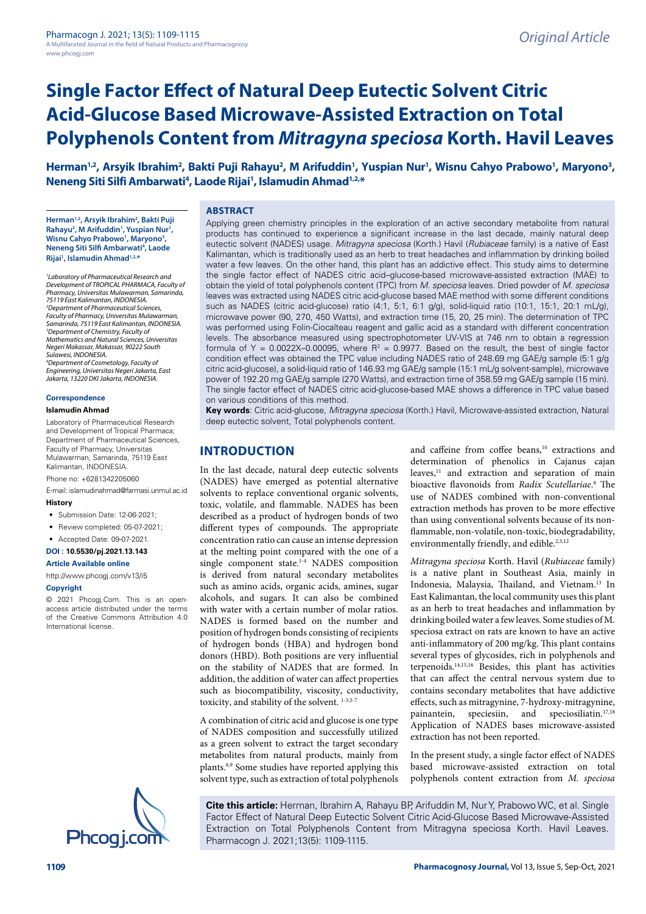# Single Factor Effect of Natural Deep Eutectic Solvent Citric Acid-Glucose Based Microwave-Assisted Extraction on Total Polyphenols Content from *Mitragyna speciosa* Korth. Havil Leaves

**Herman[1,2], Arsyik Ibrahim[2], Bakti Puji Rahayu[2], M Arifuddin[1], Yuspian Nur[1], Wisnu Cahyo Prabowo[1], Maryono[3], Neneng Siti Silfi Ambarwati[4], Laode Rijai[1], Islamudin Ahmad[1,2,*]**

[1]*Laboratory of Pharmaceutical Research and Development of TROPICAL PHARMACA, Faculty of Pharmacy, Universitas Mulawarman, Samarinda, 75119 East Kalimantan, INDONESIA.*
[2]*Department of Pharmaceutical Sciences, Faculty of Pharmacy, Universitas Mulawarman, Samarinda, 75119 East Kalimantan, INDONESIA.*
[3]*Department of Chemistry, Faculty of Mathematics and Natural Sciences, Universitas Negeri Makassar, Makassar, 90222 South Sulawesi, INDONESIA.*
[4]*Department of Cosmetology, Faculty of Engineering, Universitas Negeri Jakarta, East Jakarta, 13220 DKI Jakarta, INDONESIA.*

**Correspondence**

**Islamudin Ahmad**

Laboratory of Pharmaceutical Research and Development of Tropical Pharmacy; Department of Pharmaceutical Sciences, Faculty of Pharmacy, Universitas Mulawarman, Samarinda, 75119 East Kalimantan, INDONESIA.

Phone no: +6281342205060

E-mail: islamudinahmad@farmasi.unmul.ac.id

**History**

- Submission Date: 12-06-2021;
- Review completed: 05-07-2021;
- Accepted Date: 09-07-2021.

**DOI : 10.5530/pj.2021.13.143**

**Article Available online**

http://www.phcogj.com/v13/i5

**Copyright**

© 2021 Phcogj.Com. This is an open-access article distributed under the terms of the Creative Commons Attribution 4.0 International license.

## ABSTRACT

Applying green chemistry principles in the exploration of an active secondary metabolite from natural products has continued to experience a significant increase in the last decade, mainly natural deep eutectic solvent (NADES) usage. *Mitragyna speciosa* (Korth.) Havil (*Rubiaceae* family) is a native of East Kalimantan, which is traditionally used as an herb to treat headaches and inflammation by drinking boiled water a few leaves. On the other hand, this plant has an addictive effect. This study aims to determine the single factor effect of NADES citric acid–glucose-based microwave-assisted extraction (MAE) to obtain the yield of total polyphenols content (TPC) from *M. speciosa* leaves. Dried powder of *M. speciosa* leaves was extracted using NADES citric acid-glucose based MAE method with some different conditions such as NADES (citric acid-glucose) ratio (4:1, 5:1, 6:1 g/g), solid-liquid ratio (10:1, 15:1, 20:1 mL/g), microwave power (90, 270, 450 Watts), and extraction time (15, 20, 25 min). The determination of TPC was performed using Folin-Ciocalteau reagent and gallic acid as a standard with different concentration levels. The absorbance measured using spectrophotometer UV-VIS at 746 nm to obtain a regression formula of Y = 0.0022X–0.00095, where $R^2$ = 0.9977. Based on the result, the best of single factor condition effect was obtained the TPC value including NADES ratio of 248.69 mg GAE/g sample (5:1 g/g citric acid-glucose), a solid-liquid ratio of 146.93 mg GAE/g sample (15:1 mL/g solvent-sample), microwave power of 192.20 mg GAE/g sample (270 Watts), and extraction time of 358.59 mg GAE/g sample (15 min). The single factor effect of NADES citric acid-glucose-based MAE shows a difference in TPC value based on various conditions of this method.

**Key words**: Citric acid-glucose, *Mitragyna speciosa* (Korth.) Havil, Microwave-assisted extraction, Natural deep eutectic solvent, Total polyphenols content.

## INTRODUCTION

In the last decade, natural deep eutectic solvents (NADES) have emerged as potential alternative solvents to replace conventional organic solvents, toxic, volatile, and flammable. NADES has been described as a product of hydrogen bonds of two different types of compounds. The appropriate concentration ratio can cause an intense depression at the melting point compared with the one of a single component state.[1-4] NADES composition is derived from natural secondary metabolites such as amino acids, organic acids, amines, sugar alcohols, and sugars. It can also be combined with water with a certain number of molar ratios. NADES is formed based on the number and position of hydrogen bonds consisting of recipients of hydrogen bonds (HBA) and hydrogen bond donors (HBD). Both positions are very influential on the stability of NADES that are formed. In addition, the addition of water can affect properties such as biocompatibility, viscosity, conductivity, toxicity, and stability of the solvent.[1-3,5-7]

A combination of citric acid and glucose is one type of NADES composition and successfully utilized as a green solvent to extract the target secondary metabolites from natural products, mainly from plants.[8,9] Some studies have reported applying this solvent type, such as extraction of total polyphenols and caffeine from coffee beans,[10] extractions and determination of phenolics in Cajanus cajan leaves,[11] and extraction and separation of main bioactive flavonoids from *Radix Scutellariae*.[8] The use of NADES combined with non-conventional extraction methods has proven to be more effective than using conventional solvents because of its non-flammable, non-volatile, non-toxic, biodegradability, environmentally friendly, and edible.[2,3,12]

*Mitragyna speciosa* Korth. Havil (*Rubiaceae* family) is a native plant in Southeast Asia, mainly in Indonesia, Malaysia, Thailand, and Vietnam.[13] In East Kalimantan, the local community uses this plant as an herb to treat headaches and inflammation by drinking boiled water a few leaves. Some studies of M. speciosa extract on rats are known to have an active anti-inflammatory of 200 mg/kg. This plant contains several types of glycosides, rich in polyphenols and terpenoids.[14,15,16] Besides, this plant has activities that can affect the central nervous system due to contains secondary metabolites that have addictive effects, such as mitragynine, 7-hydroxy-mitragynine, painantein, speciesiin, and speciosiliatin.[17,18] Application of NADES bases microwave-assisted extraction has not been reported.

In the present study, a single factor effect of NADES based microwave-assisted extraction on total polyphenols content extraction from *M. speciosa*

**Cite this article:** Herman, Ibrahim A, Rahayu BP, Arifuddin M, Nur Y, Prabowo WC, et al. Single Factor Effect of Natural Deep Eutectic Solvent Citric Acid-Glucose Based Microwave-Assisted Extraction on Total Polyphenols Content from Mitragyna speciosa Korth. Havil Leaves. Pharmacogn J. 2021;13(5): 1109-1115.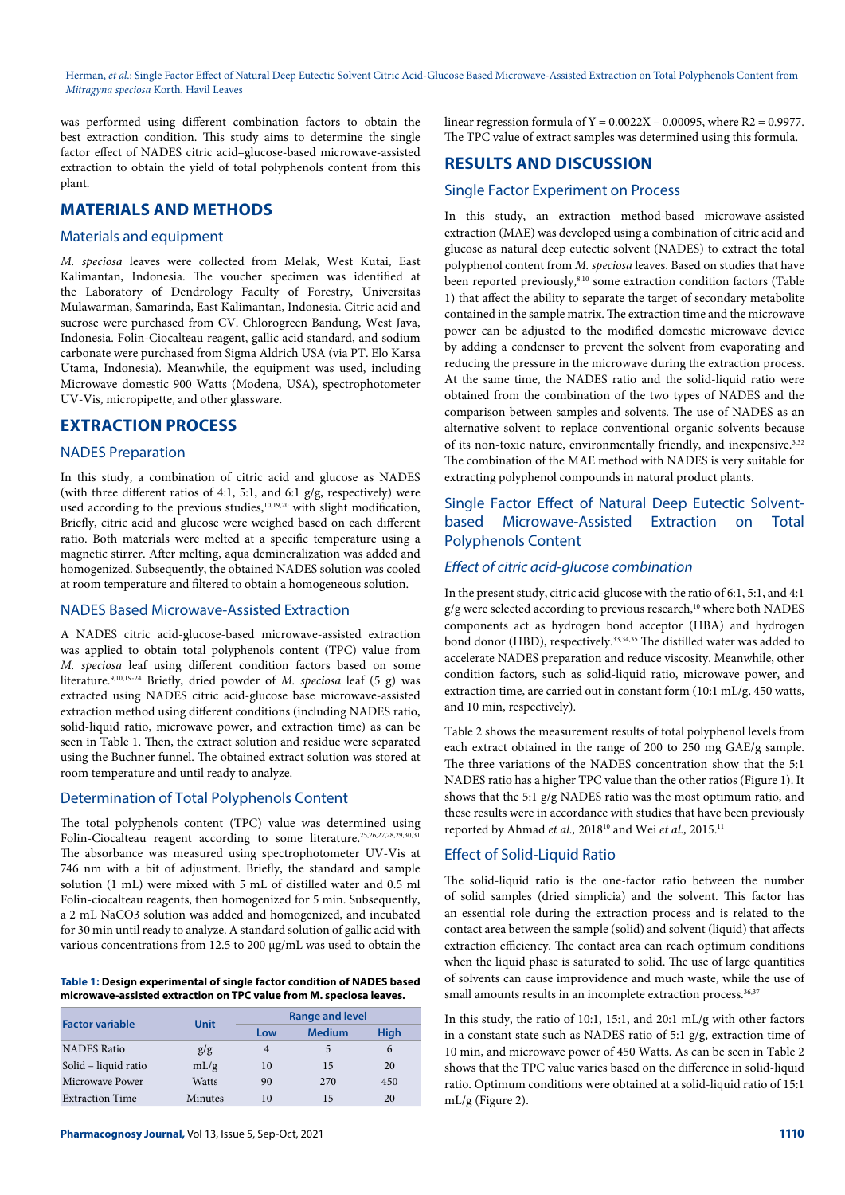was performed using different combination factors to obtain the best extraction condition. This study aims to determine the single factor effect of NADES citric acid–glucose-based microwave-assisted extraction to obtain the yield of total polyphenols content from this plant.

## MATERIALS AND METHODS

### Materials and equipment

*M. speciosa* leaves were collected from Melak, West Kutai, East Kalimantan, Indonesia. The voucher specimen was identified at the Laboratory of Dendrology Faculty of Forestry, Universitas Mulawarman, Samarinda, East Kalimantan, Indonesia. Citric acid and sucrose were purchased from CV. Chlorogreen Bandung, West Java, Indonesia. Folin-Ciocalteau reagent, gallic acid standard, and sodium carbonate were purchased from Sigma Aldrich USA (via PT. Elo Karsa Utama, Indonesia). Meanwhile, the equipment was used, including Microwave domestic 900 Watts (Modena, USA), spectrophotometer UV-Vis, micropipette, and other glassware.

## EXTRACTION PROCESS

### NADES Preparation

In this study, a combination of citric acid and glucose as NADES (with three different ratios of 4:1, 5:1, and 6:1 g/g, respectively) were used according to the previous studies,[10,19,20] with slight modification, Briefly, citric acid and glucose were weighed based on each different ratio. Both materials were melted at a specific temperature using a magnetic stirrer. After melting, aqua demineralization was added and homogenized. Subsequently, the obtained NADES solution was cooled at room temperature and filtered to obtain a homogeneous solution.

### NADES Based Microwave-Assisted Extraction

A NADES citric acid-glucose-based microwave-assisted extraction was applied to obtain total polyphenols content from *M. speciosa* leaf using different condition factors based on some literature.[9,10,19-24] Briefly, dried powder of *M. speciosa* leaf (5 g) was extracted using NADES citric acid-glucose base microwave-assisted extraction method using different conditions (including NADES ratio, solid-liquid ratio, microwave power, and extraction time) as can be seen in Table 1. Then, the extract solution and residue were separated using the Buchner funnel. The obtained extract solution was stored at room temperature and until ready to analyze.

### Determination of Total Polyphenols Content

The total polyphenols content (TPC) value was determined using Folin-Ciocalteau reagent according to some literature.[25,26,27,28,29,30,31] The absorbance was measured using spectrophotometer UV-Vis at 746 nm with a bit of adjustment. Briefly, the standard and sample solution (1 mL) were mixed with 5 mL of distilled water and 0.5 ml Folin-ciocalteau reagents, then homogenized for 5 min. Subsequently, a 2 mL $NaCO_3$ solution was added and homogenized, and incubated for 30 min until ready to analyze. A standard solution of gallic acid with various concentrations from 12.5 to 200 µg/mL was used to obtain the linear regression formula of $Y = 0.0022X - 0.00095$, where $R2 = 0.9977$. The TPC value of extract samples was determined using this formula.

**Table 1: Design experimental of single factor condition of NADES based microwave-assisted extraction on TPC value from M. speciosa leaves.**

| Factor variable | Unit | Range and level | | |
|---|---|---|---|---|
| | | Low | Medium | High |
| NADES Ratio | g/g | 4 | 5 | 6 |
| Solid – liquid ratio | mL/g | 10 | 15 | 20 |
| Microwave Power | Watts | 90 | 270 | 450 |
| Extraction Time | Minutes | 10 | 15 | 20 |

## RESULTS AND DISCUSSION

### Single Factor Experiment on Process

In this study, an extraction method-based microwave-assisted extraction (MAE) was developed using a combination of citric acid and glucose as natural deep eutectic solvent (NADES) to extract the total polyphenol content from *M. speciosa* leaves. Based on studies that have been reported previously,[8,10] some extraction condition factors (Table 1) that affect the ability to separate the target of secondary metabolite contained in the sample matrix. The extraction time and the microwave power can be adjusted to the modified domestic microwave device by adding a condenser to prevent the solvent from evaporating and reducing the pressure in the microwave during the extraction process. At the same time, the NADES ratio and the solid-liquid ratio were obtained from the combination of the two types of NADES and the comparison between samples and solvents. The use of NADES as an alternative solvent to replace conventional organic solvents because of its non-toxic nature, environmentally friendly, and inexpensive.[3,32] The combination of the MAE method with NADES is very suitable for extracting polyphenol compounds in natural product plants.

### Single Factor Effect of Natural Deep Eutectic Solvent-based Microwave-Assisted Extraction on Total Polyphenols Content

#### *Effect of citric acid-glucose combination*

In the present study, citric acid-glucose with the ratio of 6:1, 5:1, and 4:1 g/g were selected according to previous research,[10] where both NADES components act as hydrogen bond acceptor (HBA) and hydrogen bond donor (HBD), respectively.[33,34,35] The distilled water was added to accelerate NADES preparation and reduce viscosity. Meanwhile, other condition factors, such as solid-liquid ratio, microwave power, and extraction time, are carried out in constant form (10:1 mL/g, 450 watts, and 10 min, respectively).

Table 2 shows the measurement results of total polyphenol levels from each extract obtained in the range of 200 to 250 mg GAE/g sample. The three variations of the NADES concentration show that the 5:1 NADES ratio has a higher TPC value than the other ratios (Figure 1). It shows that the 5:1 g/g NADES ratio was the most optimum ratio, and these results were in accordance with studies that have been previously reported by Ahmad *et al.,* 2018[10] and Wei *et al.,* 2015.[11]

### Effect of Solid-Liquid Ratio

The solid-liquid ratio is the one-factor ratio between the number of solid samples (dried simplicia) and the solvent. This factor has an essential role during the extraction process and is related to the contact area between the sample (solid) and solvent (liquid) that affects extraction efficiency. The contact area can reach optimum conditions when the liquid phase is saturated to solid. The use of large quantities of solvents can cause improvidence and much waste, while the use of small amounts results in an incomplete extraction process.[36,37]

In this study, the ratio of 10:1, 15:1, and 20:1 mL/g with other factors in a constant state such as NADES ratio of 5:1 g/g, extraction time of 10 min, and microwave power of 450 Watts. As can be seen in Table 2 shows that the TPC value varies based on the difference in solid-liquid ratio. Optimum conditions were obtained at a solid-liquid ratio of 15:1 mL/g (Figure 2).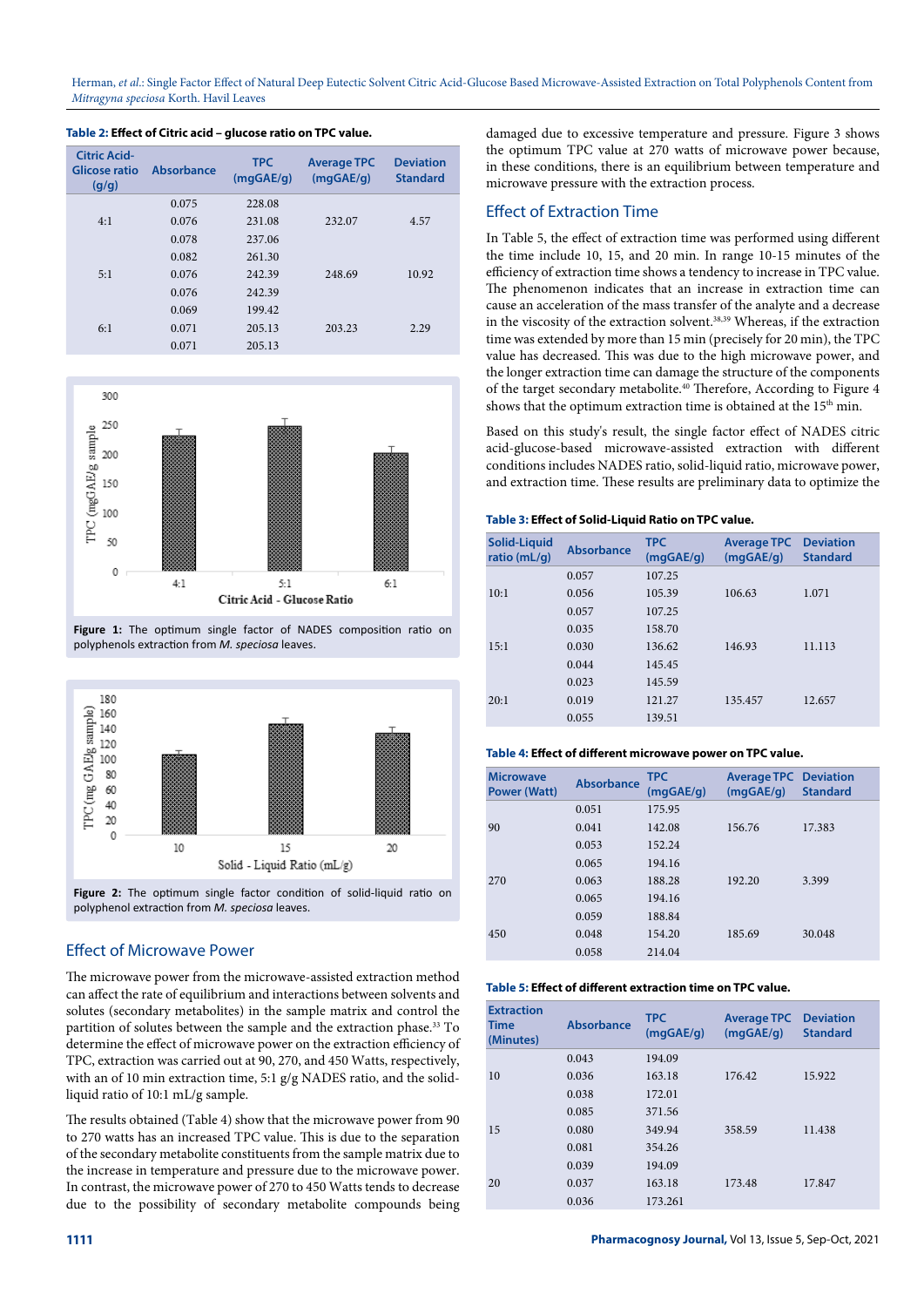**Table 2:** Effect of Citric acid – glucose ratio on TPC value.

| Citric Acid-Glicose ratio (g/g) | Absorbance | TPC (mgGAE/g) | Average TPC (mgGAE/g) | Deviation Standard |
|---|---|---|---|---|
| | 0.075 | 228.08 | | |
| 4:1 | 0.076 | 231.08 | 232.07 | 4.57 |
| | 0.078 | 237.06 | | |
| | 0.082 | 261.30 | | |
| 5:1 | 0.076 | 242.39 | 248.69 | 10.92 |
| | 0.076 | 242.39 | | |
| | 0.069 | 199.42 | | |
| 6:1 | 0.071 | 205.13 | 203.23 | 2.29 |
| | 0.071 | 205.13 | | |

**Figure 1:** The optimum single factor of NADES composition ratio on polyphenols extraction from *M. speciosa* leaves.

**Figure 2:** The optimum single factor condition of solid-liquid ratio on polyphenol extraction from *M. speciosa* leaves.

## Effect of Microwave Power

The microwave power from the microwave-assisted extraction method can affect the rate of equilibrium and interactions between solvents and solutes (secondary metabolites) in the sample matrix and control the partition of solutes between the sample and the extraction phase.[33] To determine the effect of microwave power on the extraction efficiency of TPC, extraction was carried out at 90, 270, and 450 Watts, respectively, with an of 10 min extraction time, 5:1 g/g NADES ratio, and the solid-liquid ratio of 10:1 mL/g sample.

The results obtained (Table 4) show that the microwave power from 90 to 270 watts has an increased TPC value. This is due to the separation of the secondary metabolite constituents from the sample matrix due to the increase in temperature and pressure due to the microwave power. In contrast, the microwave power of 270 to 450 Watts tends to decrease due to the possibility of secondary metabolite compounds being damaged due to excessive temperature and pressure. Figure 3 shows the optimum TPC value at 270 watts of microwave power because, in these conditions, there is an equilibrium between temperature and microwave pressure with the extraction process.

## Effect of Extraction Time

In Table 5, the effect of extraction time was performed using different the time include 10, 15, and 20 min. In range 10-15 minutes of the efficiency of extraction time shows a tendency to increase in TPC value. The phenomenon indicates that an increase in extraction time can cause an acceleration of the mass transfer of the analyte and a decrease in the viscosity of the extraction solvent.[38,39] Whereas, if the extraction time was extended by more than 15 min (precisely for 20 min), the TPC value has decreased. This was due to the high microwave power, and the longer extraction time can damage the structure of the components of the target secondary metabolite.[40] Therefore, According to Figure 4 shows that the optimum extraction time is obtained at the 15th min.

Based on this study's result, the single factor effect of NADES citric acid-glucose-based microwave-assisted extraction with different conditions includes NADES ratio, solid-liquid ratio, microwave power, and extraction time. These results are preliminary data to optimize the

**Table 3:** Effect of Solid-Liquid Ratio on TPC value.

| Solid-Liquid ratio (mL/g) | Absorbance | TPC (mgGAE/g) | Average TPC (mgGAE/g) | Deviation Standard |
|---|---|---|---|---|
| | 0.057 | 107.25 | | |
| 10:1 | 0.056 | 105.39 | 106.63 | 1.071 |
| | 0.057 | 107.25 | | |
| | 0.035 | 158.70 | | |
| 15:1 | 0.030 | 136.62 | 146.93 | 11.113 |
| | 0.044 | 145.45 | | |
| | 0.023 | 145.59 | | |
| 20:1 | 0.019 | 121.27 | 135.457 | 12.657 |
| | 0.055 | 139.51 | | |

**Table 4:** Effect of different microwave power on TPC value.

| Microwave Power (Watt) | Absorbance | TPC (mgGAE/g) | Average TPC (mgGAE/g) | Deviation Standard |
|---|---|---|---|---|
| | 0.051 | 175.95 | | |
| 90 | 0.041 | 142.08 | 156.76 | 17.383 |
| | 0.053 | 152.24 | | |
| | 0.065 | 194.16 | | |
| 270 | 0.063 | 188.28 | 192.20 | 3.399 |
| | 0.065 | 194.16 | | |
| | 0.059 | 188.84 | | |
| 450 | 0.048 | 154.20 | 185.69 | 30.048 |
| | 0.058 | 214.04 | | |

**Table 5:** Effect of different extraction time on TPC value.

| Extraction Time (Minutes) | Absorbance | TPC (mgGAE/g) | Average TPC (mgGAE/g) | Deviation Standard |
|---|---|---|---|---|
| | 0.043 | 194.09 | | |
| 10 | 0.036 | 163.18 | 176.42 | 15.922 |
| | 0.038 | 172.01 | | |
| | 0.085 | 371.56 | | |
| 15 | 0.080 | 349.94 | 358.59 | 11.438 |
| | 0.081 | 354.26 | | |
| | 0.039 | 194.09 | | |
| 20 | 0.037 | 163.18 | 173.48 | 17.847 |
| | 0.036 | 173.261 | | |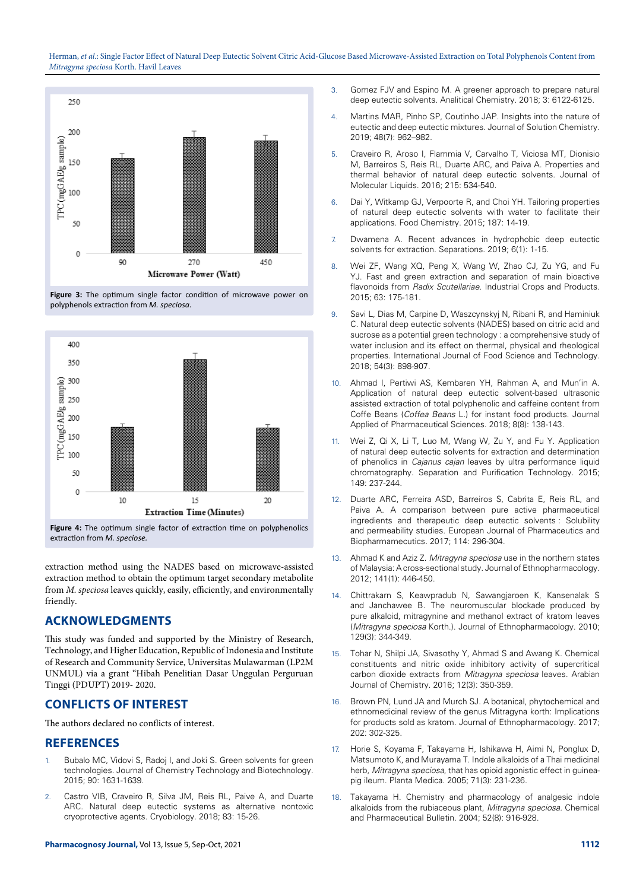Figure 3: The optimum single factor condition of microwave power on polyphenols extraction from *M. speciosa*.

Figure 4: The optimum single factor of extraction time on polyphenolics extraction from *M. speciose*.

extraction method using the NADES based on microwave-assisted extraction method to obtain the optimum target secondary metabolite from *M. speciosa* leaves quickly, easily, efficiently, and environmentally friendly.

## ACKNOWLEDGMENTS

This study was funded and supported by the Ministry of Research, Technology, and Higher Education, Republic of Indonesia and Institute of Research and Community Service, Universitas Mulawarman (LP2M UNMUL) via a grant "Hibah Penelitian Dasar Unggulan Perguruan Tinggi (PDUPT) 2019- 2020.

## CONFLICTS OF INTEREST

The authors declared no conflicts of interest.

## REFERENCES

1. Bubalo MC, Vidovi S, Radoj I, and Joki S. Green solvents for green technologies. Journal of Chemistry Technology and Biotechnology. 2015; 90: 1631-1639.
2. Castro VIB, Craveiro R, Silva JM, Reis RL, Paive A, and Duarte ARC. Natural deep eutectic systems as alternative nontoxic cryoprotective agents. Cryobiology. 2018; 83: 15-26.
3. Gomez FJV and Espino M. A greener approach to prepare natural deep eutectic solvents. Analitical Chemistry. 2018; 3: 6122-6125.
4. Martins MAR, Pinho SP, Coutinho JAP. Insights into the nature of eutectic and deep eutectic mixtures. Journal of Solution Chemistry. 2019; 48(7): 962–982.
5. Craveiro R, Aroso I, Flammia V, Carvalho T, Viciosa MT, Dionisio M, Barreiros S, Reis RL, Duarte ARC, and Paiva A. Properties and thermal behavior of natural deep eutectic solvents. Journal of Molecular Liquids. 2016; 215: 534-540.
6. Dai Y, Witkamp GJ, Verpoorte R, and Choi YH. Tailoring properties of natural deep eutectic solvents with water to facilitate their applications. Food Chemistry. 2015; 187: 14-19.
7. Dwamena A. Recent advances in hydrophobic deep eutectic solvents for extraction. Separations. 2019; 6(1): 1-15.
8. Wei ZF, Wang XQ, Peng X, Wang W, Zhao CJ, Zu YG, and Fu YJ. Fast and green extraction and separation of main bioactive flavonoids from *Radix Scutellariae*. Industrial Crops and Products. 2015; 63: 175-181.
9. Savi L, Dias M, Carpine D, Waszcynskyj N, Ribani R, and Haminiuk C. Natural deep eutectic solvents (NADES) based on citric acid and sucrose as a potential green technology : a comprehensive study of water inclusion and its effect on thermal, physical and rheological properties. International Journal of Food Science and Technology. 2018; 54(3): 898-907.
10. Ahmad I, Pertiwi AS, Kembaren YH, Rahman A, and Mun'in A. Application of natural deep eutectic solvent-based ultrasonic assisted extraction of total polyphenolic and caffeine content from Coffe Beans (*Coffea Beans* L.) for instant food products. Journal Applied of Pharmaceutical Sciences. 2018; 8(8): 138-143.
11. Wei Z, Qi X, Li T, Luo M, Wang W, Zu Y, and Fu Y. Application of natural deep eutectic solvents for extraction and determination of phenolics in *Cajanus cajan* leaves by ultra performance liquid chromatography. Separation and Purification Technology. 2015; 149: 237-244.
12. Duarte ARC, Ferreira ASD, Barreiros S, Cabrita E, Reis RL, and Paiva A. A comparison between pure active pharmaceutical ingredients and therapeutic deep eutectic solvents : Solubility and permeability studies. European Journal of Pharmaceutics and Biopharmaceutics. 2017; 114: 296-304.
13. Ahmad K and Aziz Z. *Mitragyna speciosa* use in the northern states of Malaysia: A cross-sectional study. Journal of Ethnopharmacology. 2012; 141(1): 446-450.
14. Chittrakarn S, Keawpradub N, Sawangjaroen K, Kansenalak S and Janchawee B. The neuromuscular blockade produced by pure alkaloid, mitragynine and methanol extract of kratom leaves (*Mitragyna speciosa* Korth.). Journal of Ethnopharmacology. 2010; 129(3): 344-349.
15. Tohar N, Shilpi JA, Sivasothy Y, Ahmad S and Awang K. Chemical constituents and nitric oxide inhibitory activity of supercritical carbon dioxide extracts from *Mitragyna speciosa* leaves. Arabian Journal of Chemistry. 2016; 12(3): 350-359.
16. Brown PN, Lund JA and Murch SJ. A botanical, phytochemical and ethnomedicinal review of the genus Mitragyna korth: Implications for products sold as kratom. Journal of Ethnopharmacology. 2017; 202: 302-325.
17. Horie S, Koyama F, Takayama H, Ishikawa H, Aimi N, Ponglux D, Matsumoto K, and Murayama T. Indole alkaloids of a Thai medicinal herb, *Mitragyna speciosa*, that has opioid agonistic effect in guinea-pig ileum. Planta Medica. 2005; 71(3): 231-236.
18. Takayama H. Chemistry and pharmacology of analgesic indole alkaloids from the rubiaceous plant, *Mitragyna speciosa*. Chemical and Pharmaceutical Bulletin. 2004; 52(8): 916-928.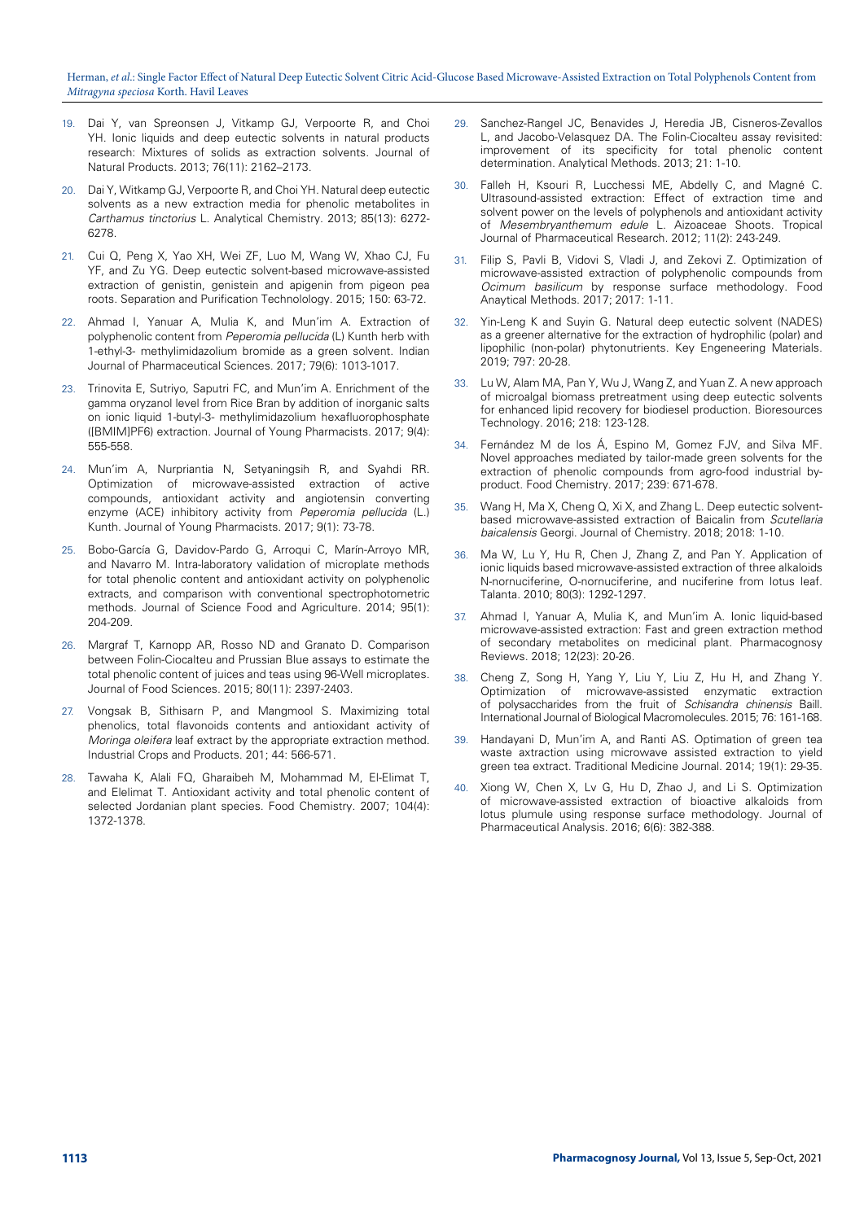19. Dai Y, van Spreonsen J, Vitkamp GJ, Verpoorte R, and Choi YH. Ionic liquids and deep eutectic solvents in natural products research: Mixtures of solids as extraction solvents. Journal of Natural Products. 2013; 76(11): 2162–2173.

20. Dai Y, Witkamp GJ, Verpoorte R, and Choi YH. Natural deep eutectic solvents as a new extraction media for phenolic metabolites in *Carthamus tinctorius* L. Analytical Chemistry. 2013; 85(13): 6272-6278.

21. Cui Q, Peng X, Yao XH, Wei ZF, Luo M, Wang W, Xhao CJ, Fu YF, and Zu YG. Deep eutectic solvent-based microwave-assisted extraction of genistin, genistein and apigenin from pigeon pea roots. Separation and Purification Technolology. 2015; 150: 63-72.

22. Ahmad I, Yanuar A, Mulia K, and Mun'im A. Extraction of polyphenolic content from *Peperomia pellucida* (L) Kunth herb with 1-ethyl-3- methylimidazolium bromide as a green solvent. Indian Journal of Pharmaceutical Sciences. 2017; 79(6): 1013-1017.

23. Trinovita E, Sutriyo, Saputri FC, and Mun'im A. Enrichment of the gamma oryzanol level from Rice Bran by addition of inorganic salts on ionic liquid 1-butyl-3- methylimidazolium hexafluorophosphate ([BMIM]PF6) extraction. Journal of Young Pharmacists. 2017; 9(4): 555-558.

24. Mun'im A, Nurpriantia N, Setyaningsih R, and Syahdi RR. Optimization of microwave-assisted extraction of active compounds, antioxidant activity and angiotensin converting enzyme (ACE) inhibitory activity from *Peperomia pellucida* (L.) Kunth. Journal of Young Pharmacists. 2017; 9(1): 73-78.

25. Bobo-García G, Davidov-Pardo G, Arroqui C, Marín-Arroyo MR, and Navarro M. Intra-laboratory validation of microplate methods for total phenolic content and antioxidant activity on polyphenolic extracts, and comparison with conventional spectrophotometric methods. Journal of Science Food and Agriculture. 2014; 95(1): 204-209.

26. Margraf T, Karnopp AR, Rosso ND and Granato D. Comparison between Folin-Ciocalteu and Prussian Blue assays to estimate the total phenolic content of juices and teas using 96-Well microplates. Journal of Food Sciences. 2015; 80(11): 2397-2403.

27. Vongsak B, Sithisarn P, and Mangmool S. Maximizing total phenolics, total flavonoids contents and antioxidant activity of *Moringa oleifera* leaf extract by the appropriate extraction method. Industrial Crops and Products. 201; 44: 566-571.

28. Tawaha K, Alali FQ, Gharaibeh M, Mohammad M, El-Elimat T, and Elelimat T. Antioxidant activity and total phenolic content of selected Jordanian plant species. Food Chemistry. 2007; 104(4): 1372-1378.

29. Sanchez-Rangel JC, Benavides J, Heredia JB, Cisneros-Zevallos L, and Jacobo-Velasquez DA. The Folin-Ciocalteu assay revisited: improvement of its specificity for total phenolic content determination. Analytical Methods. 2013; 21: 1-10.

30. Falleh H, Ksouri R, Lucchessi ME, Abdelly C, and Magné C. Ultrasound-assisted extraction: Effect of extraction time and solvent power on the levels of polyphenols and antioxidant activity of *Mesembryanthemum edule* L. Aizoaceae Shoots. Tropical Journal of Pharmaceutical Research. 2012; 11(2): 243-249.

31. Filip S, Pavli B, Vidovi S, Vladi J, and Zekovi Z. Optimization of microwave-assisted extraction of polyphenolic compounds from *Ocimum basilicum* by response surface methodology. Food Anaytical Methods. 2017; 2017: 1-11.

32. Yin-Leng K and Suyin G. Natural deep eutectic solvent (NADES) as a greener alternative for the extraction of hydrophilic (polar) and lipophilic (non-polar) phytonutrients. Key Engeneering Materials. 2019; 797: 20-28.

33. Lu W, Alam MA, Pan Y, Wu J, Wang Z, and Yuan Z. A new approach of microalgal biomass pretreatment using deep eutectic solvents for enhanced lipid recovery for biodiesel production. Bioresources Technology. 2016; 218: 123-128.

34. Fernández M de los Á, Espino M, Gomez FJV, and Silva MF. Novel approaches mediated by tailor-made green solvents for the extraction of phenolic compounds from agro-food industrial by-product. Food Chemistry. 2017; 239: 671-678.

35. Wang H, Ma X, Cheng Q, Xi X, and Zhang L. Deep eutectic solvent-based microwave-assisted extraction of Baicalin from *Scutellaria baicalensis* Georgi. Journal of Chemistry. 2018; 2018: 1-10.

36. Ma W, Lu Y, Hu R, Chen J, Zhang Z, and Pan Y. Application of ionic liquids based microwave-assisted extraction of three alkaloids N-nornuciferine, O-nornuciferine, and nuciferine from lotus leaf. Talanta. 2010; 80(3): 1292-1297.

37. Ahmad I, Yanuar A, Mulia K, and Mun'im A. Ionic liquid-based microwave-assisted extraction: Fast and green extraction method of secondary metabolites on medicinal plant. Pharmacognosy Reviews. 2018; 12(23): 20-26.

38. Cheng Z, Song H, Yang Y, Liu Y, Liu Z, Hu H, and Zhang Y. Optimization of microwave-assisted enzymatic extraction of polysaccharides from the fruit of *Schisandra chinensis* Baill. International Journal of Biological Macromolecules. 2015; 76: 161-168.

39. Handayani D, Mun'im A, and Ranti AS. Optimation of green tea waste extraction using microwave assisted extraction to yield green tea extract. Traditional Medicine Journal. 2014; 19(1): 29-35.

40. Xiong W, Chen X, Lv G, Hu D, Zhao J, and Li S. Optimization of microwave-assisted extraction of bioactive alkaloids from lotus plumule using response surface methodology. Journal of Pharmaceutical Analysis. 2016; 6(6): 382-388.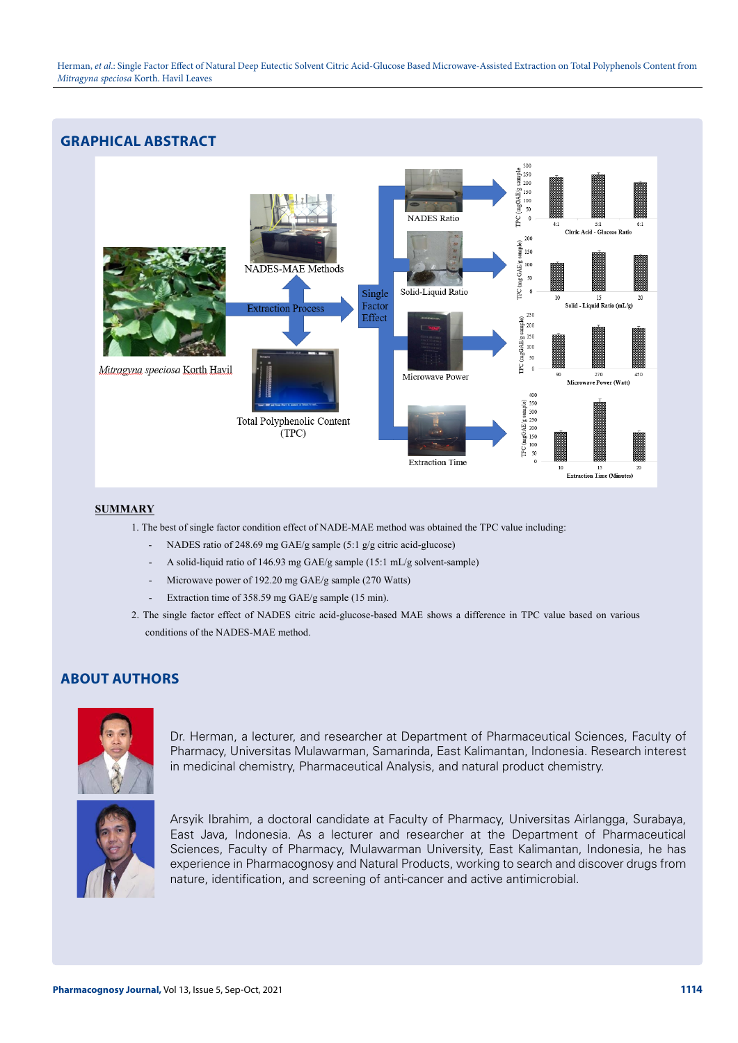## GRAPHICAL ABSTRACT

**SUMMARY**

1. The best of single factor condition effect of NADE-MAE method was obtained the TPC value including:
   - NADES ratio of 248.69 mg GAE/g sample (5:1 g/g citric acid-glucose)
   - A solid-liquid ratio of 146.93 mg GAE/g sample (15:1 mL/g solvent-sample)
   - Microwave power of 192.20 mg GAE/g sample (270 Watts)
   - Extraction time of 358.59 mg GAE/g sample (15 min).
2. The single factor effect of NADES citric acid-glucose-based MAE shows a difference in TPC value based on various conditions of the NADES-MAE method.

## ABOUT AUTHORS

Dr. Herman, a lecturer, and researcher at Department of Pharmaceutical Sciences, Faculty of Pharmacy, Universitas Mulawarman, Samarinda, East Kalimantan, Indonesia. Research interest in medicinal chemistry, Pharmaceutical Analysis, and natural product chemistry.

Arsyik Ibrahim, a doctoral candidate at Faculty of Pharmacy, Universitas Airlangga, Surabaya, East Java, Indonesia. As a lecturer and researcher at the Department of Pharmaceutical Sciences, Faculty of Pharmacy, Mulawarman University, East Kalimantan, Indonesia, he has experience in Pharmacognosy and Natural Products, working to search and discover drugs from nature, identification, and screening of anti-cancer and active antimicrobial.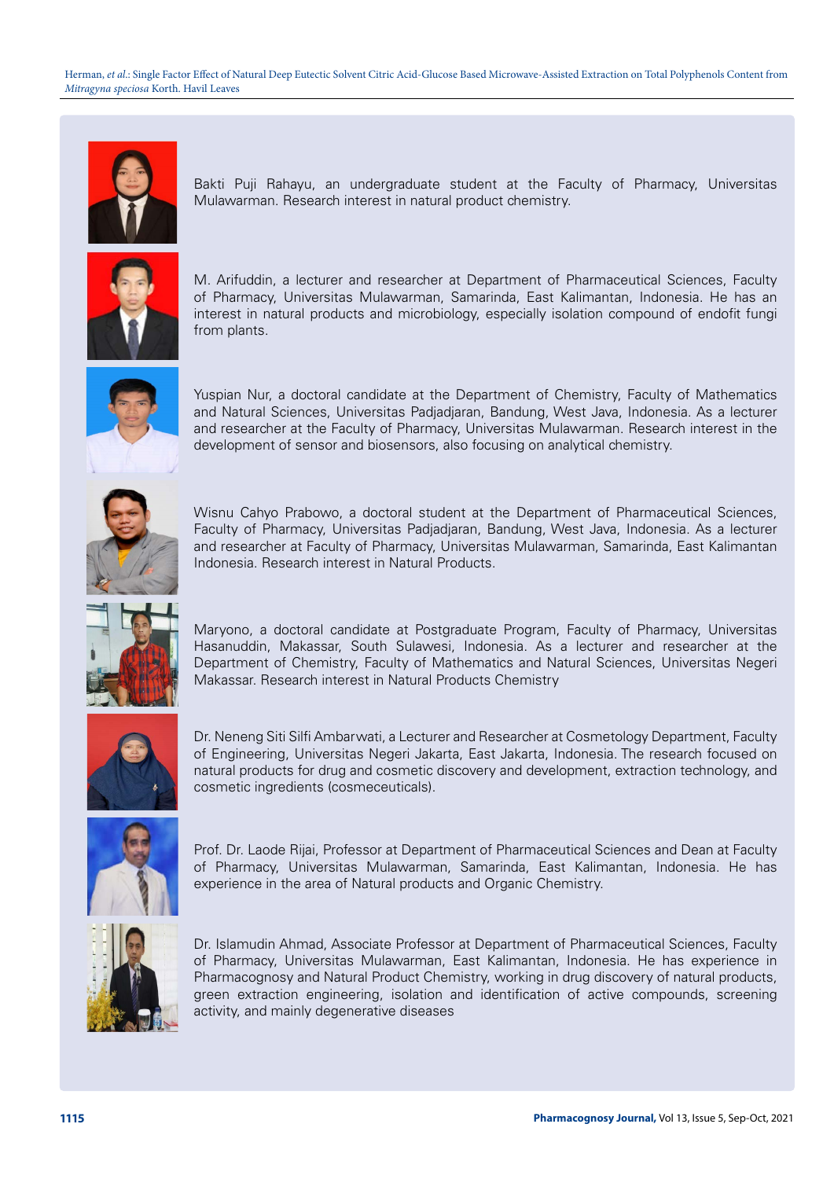Bakti Puji Rahayu, an undergraduate student at the Faculty of Pharmacy, Universitas Mulawarman. Research interest in natural product chemistry.

M. Arifuddin, a lecturer and researcher at Department of Pharmaceutical Sciences, Faculty of Pharmacy, Universitas Mulawarman, Samarinda, East Kalimantan, Indonesia. He has an interest in natural products and microbiology, especially isolation compound of endofit fungi from plants.

Yuspian Nur, a doctoral candidate at the Department of Chemistry, Faculty of Mathematics and Natural Sciences, Universitas Padjadjaran, Bandung, West Java, Indonesia. As a lecturer and researcher at the Faculty of Pharmacy, Universitas Mulawarman. Research interest in the development of sensor and biosensors, also focusing on analytical chemistry.

Wisnu Cahyo Prabowo, a doctoral student at the Department of Pharmaceutical Sciences, Faculty of Pharmacy, Universitas Padjadjaran, Bandung, West Java, Indonesia. As a lecturer and researcher at Faculty of Pharmacy, Universitas Mulawarman, Samarinda, East Kalimantan Indonesia. Research interest in Natural Products.

Maryono, a doctoral candidate at Postgraduate Program, Faculty of Pharmacy, Universitas Hasanuddin, Makassar, South Sulawesi, Indonesia. As a lecturer and researcher at the Department of Chemistry, Faculty of Mathematics and Natural Sciences, Universitas Negeri Makassar. Research interest in Natural Products Chemistry

Dr. Neneng Siti Silfi Ambarwati, a Lecturer and Researcher at Cosmetology Department, Faculty of Engineering, Universitas Negeri Jakarta, East Jakarta, Indonesia. The research focused on natural products for drug and cosmetic discovery and development, extraction technology, and cosmetic ingredients (cosmeceuticals).

Prof. Dr. Laode Rijai, Professor at Department of Pharmaceutical Sciences and Dean at Faculty of Pharmacy, Universitas Mulawarman, Samarinda, East Kalimantan, Indonesia. He has experience in the area of Natural products and Organic Chemistry.

Dr. Islamudin Ahmad, Associate Professor at Department of Pharmaceutical Sciences, Faculty of Pharmacy, Universitas Mulawarman, East Kalimantan, Indonesia. He has experience in Pharmacognosy and Natural Product Chemistry, working in drug discovery of natural products, green extraction engineering, isolation and identification of active compounds, screening activity, and mainly degenerative diseases